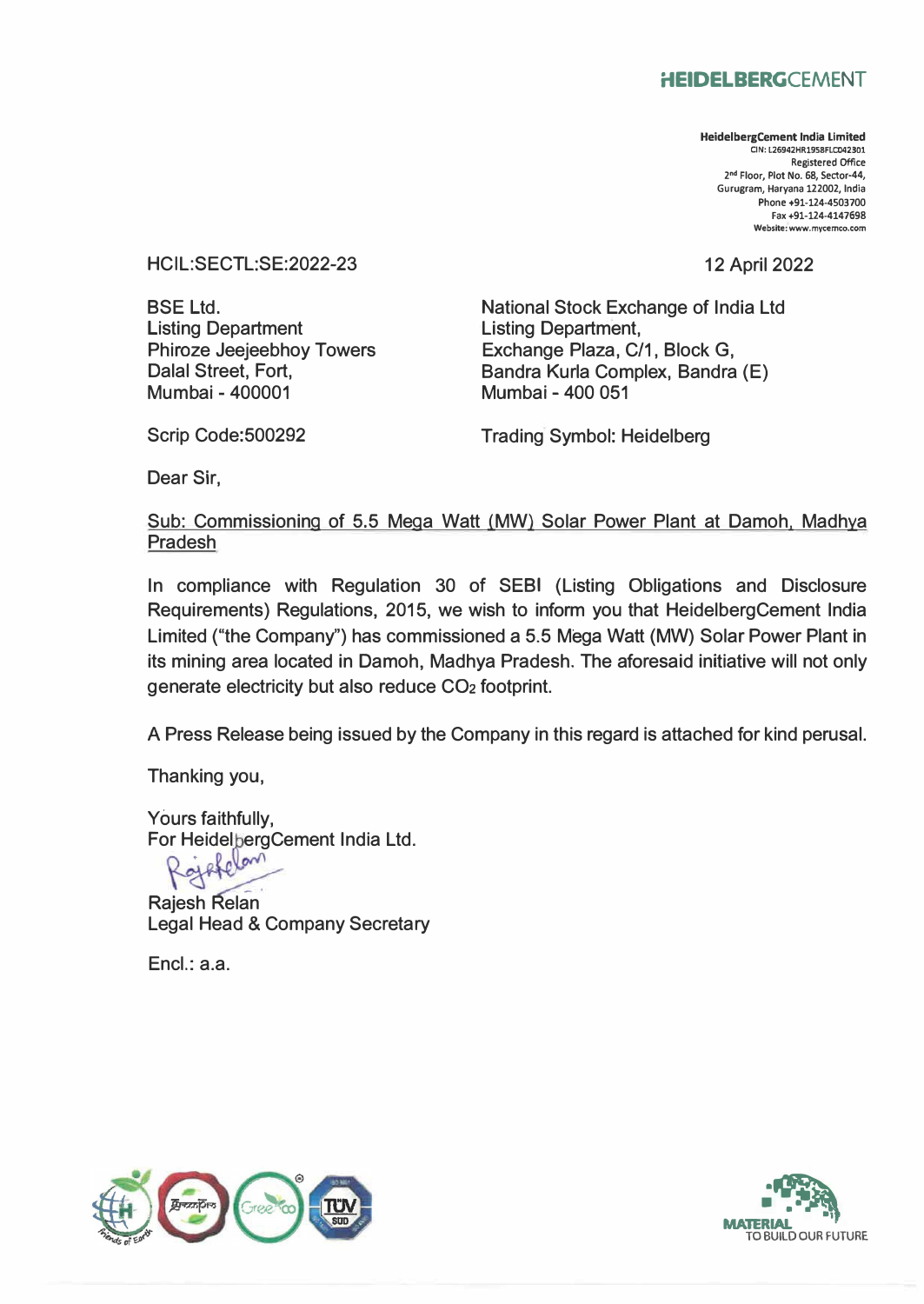**HEIDELBERGCEMENT**

**HeidelbergCement India Limited**
CIN: L26942HR1958FLC042301
Registered Office
2nd Floor, Plot No. 68, Sector-44,
Gurugram, Haryana 122002, India
Phone +91-124-4503700
Fax +91-124-4147698
Website: www.mycemco.com

HCIL:SECTL:SE:2022-23

12 April 2022

BSE Ltd.
Listing Department
Phiroze Jeejeebhoy Towers
Dalal Street, Fort,
Mumbai - 400001

Scrip Code:500292

National Stock Exchange of India Ltd
Listing Department,
Exchange Plaza, C/1, Block G,
Bandra Kurla Complex, Bandra (E)
Mumbai - 400 051

Trading Symbol: Heidelberg

Dear Sir,

Sub: Commissioning of 5.5 Mega Watt (MW) Solar Power Plant at Damoh, Madhya Pradesh

In compliance with Regulation 30 of SEBI (Listing Obligations and Disclosure Requirements) Regulations, 2015, we wish to inform you that HeidelbergCement India Limited ("the Company") has commissioned a 5.5 Mega Watt (MW) Solar Power Plant in its mining area located in Damoh, Madhya Pradesh. The aforesaid initiative will not only generate electricity but also reduce $CO_2$ footprint.

A Press Release being issued by the Company in this regard is attached for kind perusal.

Thanking you,

Yours faithfully,
For HeidelbergCement India Ltd.

Rajesh Relan
Legal Head & Company Secretary

Encl.: a.a.

MATERIAL TO BUILD OUR FUTURE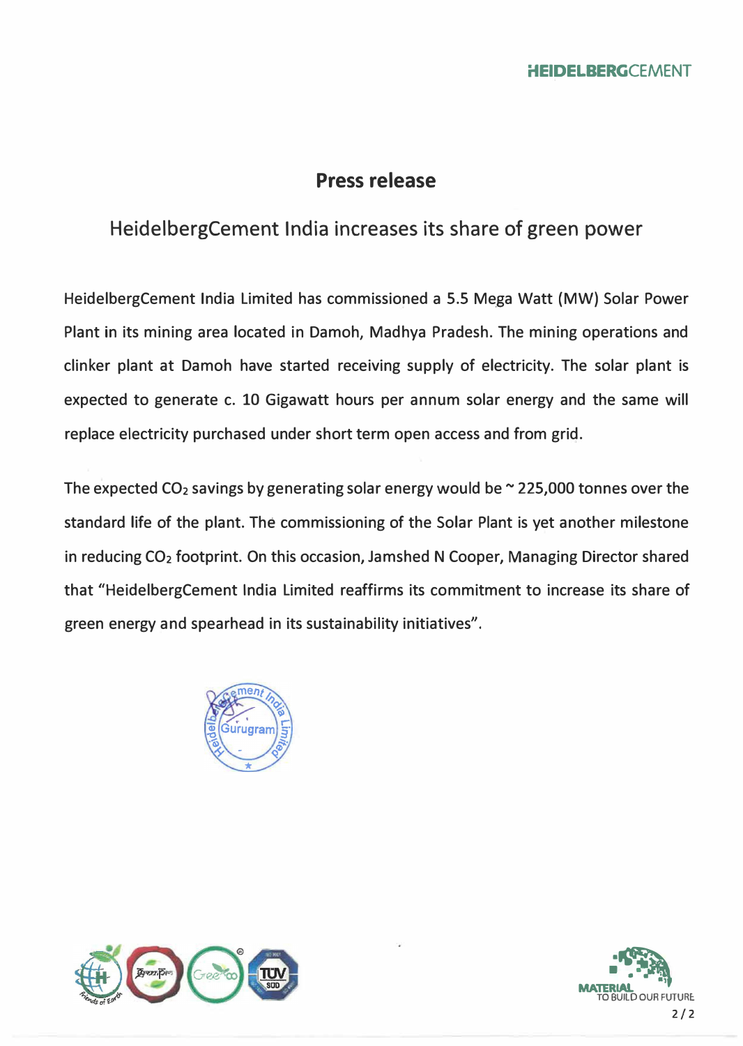# Press release

## HeidelbergCement India increases its share of green power

HeidelbergCement India Limited has commissioned a 5.5 Mega Watt (MW) Solar Power Plant in its mining area located in Damoh, Madhya Pradesh. The mining operations and clinker plant at Damoh have started receiving supply of electricity. The solar plant is expected to generate c. 10 Gigawatt hours per annum solar energy and the same will replace electricity purchased under short term open access and from grid.

The expected $CO_2$ savings by generating solar energy would be ~ 225,000 tonnes over the standard life of the plant. The commissioning of the Solar Plant is yet another milestone in reducing $CO_2$ footprint. On this occasion, Jamshed N Cooper, Managing Director shared that "HeidelbergCement India Limited reaffirms its commitment to increase its share of green energy and spearhead in its sustainability initiatives".